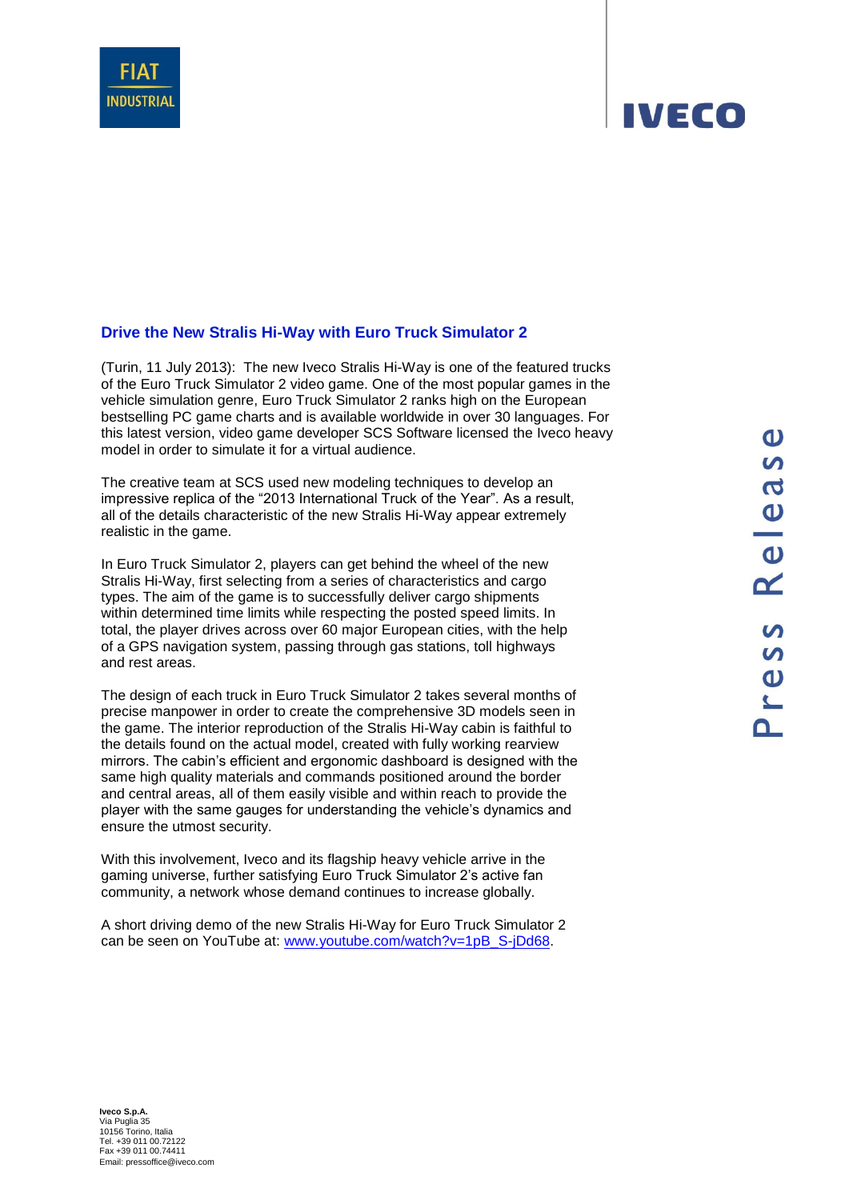FIAT INDUSTRIAL

IVECO

Press Release

## Drive the New Stralis Hi-Way with Euro Truck Simulator 2

(Turin, 11 July 2013): The new Iveco Stralis Hi-Way is one of the featured trucks of the Euro Truck Simulator 2 video game. One of the most popular games in the vehicle simulation genre, Euro Truck Simulator 2 ranks high on the European bestselling PC game charts and is available worldwide in over 30 languages. For this latest version, video game developer SCS Software licensed the Iveco heavy model in order to simulate it for a virtual audience.

The creative team at SCS used new modeling techniques to develop an impressive replica of the "2013 International Truck of the Year". As a result, all of the details characteristic of the new Stralis Hi-Way appear extremely realistic in the game.

In Euro Truck Simulator 2, players can get behind the wheel of the new Stralis Hi-Way, first selecting from a series of characteristics and cargo types. The aim of the game is to successfully deliver cargo shipments within determined time limits while respecting the posted speed limits. In total, the player drives across over 60 major European cities, with the help of a GPS navigation system, passing through gas stations, toll highways and rest areas.

The design of each truck in Euro Truck Simulator 2 takes several months of precise manpower in order to create the comprehensive 3D models seen in the game. The interior reproduction of the Stralis Hi-Way cabin is faithful to the details found on the actual model, created with fully working rearview mirrors. The cabin's efficient and ergonomic dashboard is designed with the same high quality materials and commands positioned around the border and central areas, all of them easily visible and within reach to provide the player with the same gauges for understanding the vehicle's dynamics and ensure the utmost security.

With this involvement, Iveco and its flagship heavy vehicle arrive in the gaming universe, further satisfying Euro Truck Simulator 2's active fan community, a network whose demand continues to increase globally.

A short driving demo of the new Stralis Hi-Way for Euro Truck Simulator 2 can be seen on YouTube at: [www.youtube.com/watch?v=1pB_S-jDd68](www.youtube.com/watch?v=1pB_S-jDd68).

**Iveco S.p.A.**
Via Puglia 35
10156 Torino, Italia
Tel. +39 011 00.72122
Fax +39 011 00.74411
Email: pressoffice@iveco.com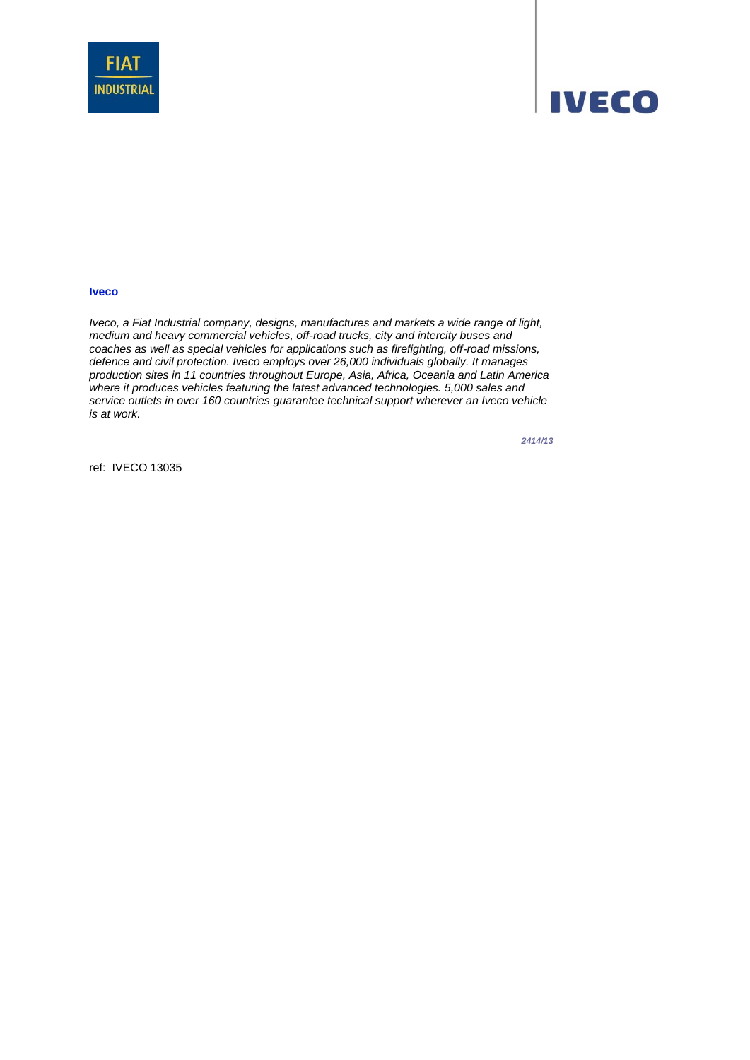**Iveco**

*Iveco, a Fiat Industrial company, designs, manufactures and markets a wide range of light, medium and heavy commercial vehicles, off-road trucks, city and intercity buses and coaches as well as special vehicles for applications such as firefighting, off-road missions, defence and civil protection. Iveco employs over 26,000 individuals globally. It manages production sites in 11 countries throughout Europe, Asia, Africa, Oceania and Latin America where it produces vehicles featuring the latest advanced technologies. 5,000 sales and service outlets in over 160 countries guarantee technical support wherever an Iveco vehicle is at work.*

***2414/13***

ref: IVECO 13035